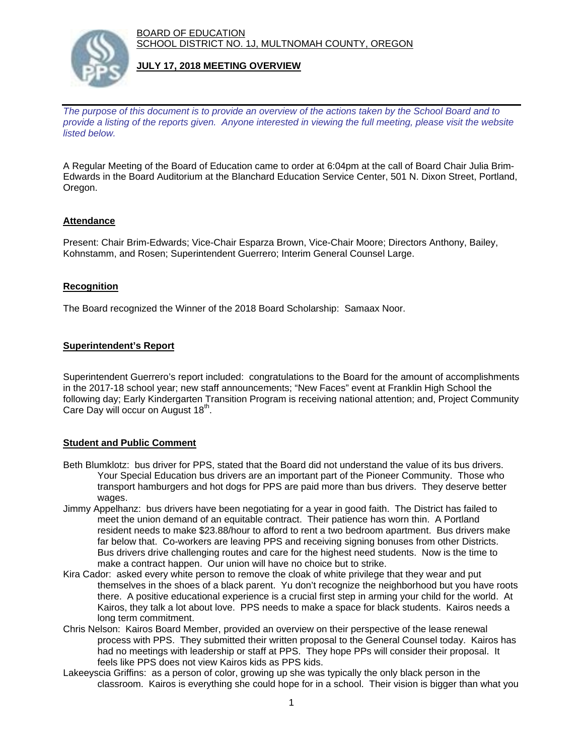BOARD OF EDUCATION
SCHOOL DISTRICT NO. 1J, MULTNOMAH COUNTY, OREGON

**JULY 17, 2018 MEETING OVERVIEW**

*The purpose of this document is to provide an overview of the actions taken by the School Board and to provide a listing of the reports given. Anyone interested in viewing the full meeting, please visit the website listed below.*

A Regular Meeting of the Board of Education came to order at 6:04pm at the call of Board Chair Julia Brim-Edwards in the Board Auditorium at the Blanchard Education Service Center, 501 N. Dixon Street, Portland, Oregon.

## Attendance

Present: Chair Brim-Edwards; Vice-Chair Esparza Brown, Vice-Chair Moore; Directors Anthony, Bailey, Kohnstamm, and Rosen; Superintendent Guerrero; Interim General Counsel Large.

## Recognition

The Board recognized the Winner of the 2018 Board Scholarship: Samaax Noor.

## Superintendent's Report

Superintendent Guerrero's report included: congratulations to the Board for the amount of accomplishments in the 2017-18 school year; new staff announcements; "New Faces" event at Franklin High School the following day; Early Kindergarten Transition Program is receiving national attention; and, Project Community Care Day will occur on August 18th.

## Student and Public Comment

Beth Blumklotz: bus driver for PPS, stated that the Board did not understand the value of its bus drivers. Your Special Education bus drivers are an important part of the Pioneer Community. Those who transport hamburgers and hot dogs for PPS are paid more than bus drivers. They deserve better wages.

Jimmy Appelhanz: bus drivers have been negotiating for a year in good faith. The District has failed to meet the union demand of an equitable contract. Their patience has worn thin. A Portland resident needs to make $23.88/hour to afford to rent a two bedroom apartment. Bus drivers make far below that. Co-workers are leaving PPS and receiving signing bonuses from other Districts. Bus drivers drive challenging routes and care for the highest need students. Now is the time to make a contract happen. Our union will have no choice but to strike.

Kira Cador: asked every white person to remove the cloak of white privilege that they wear and put themselves in the shoes of a black parent. Yu don't recognize the neighborhood but you have roots there. A positive educational experience is a crucial first step in arming your child for the world. At Kairos, they talk a lot about love. PPS needs to make a space for black students. Kairos needs a long term commitment.

Chris Nelson: Kairos Board Member, provided an overview on their perspective of the lease renewal process with PPS. They submitted their written proposal to the General Counsel today. Kairos has had no meetings with leadership or staff at PPS. They hope PPs will consider their proposal. It feels like PPS does not view Kairos kids as PPS kids.

Lakeeyscia Griffins: as a person of color, growing up she was typically the only black person in the classroom. Kairos is everything she could hope for in a school. Their vision is bigger than what you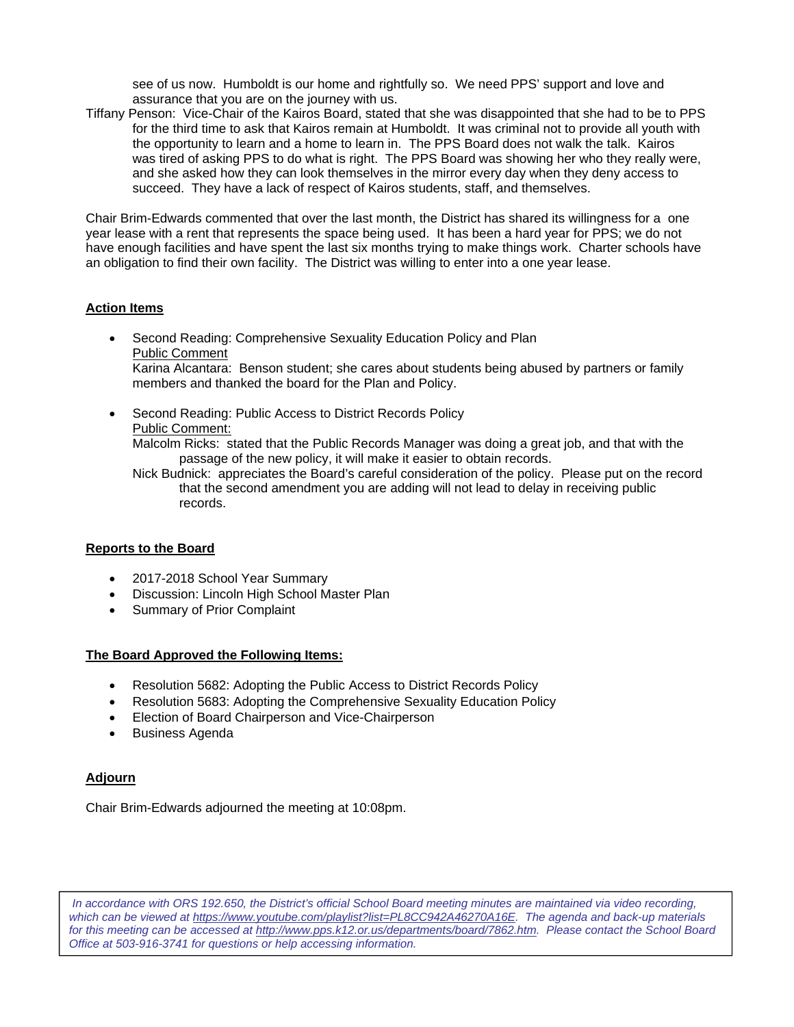see of us now. Humboldt is our home and rightfully so. We need PPS' support and love and assurance that you are on the journey with us.

Tiffany Penson: Vice-Chair of the Kairos Board, stated that she was disappointed that she had to be to PPS for the third time to ask that Kairos remain at Humboldt. It was criminal not to provide all youth with the opportunity to learn and a home to learn in. The PPS Board does not walk the talk. Kairos was tired of asking PPS to do what is right. The PPS Board was showing her who they really were, and she asked how they can look themselves in the mirror every day when they deny access to succeed. They have a lack of respect of Kairos students, staff, and themselves.

Chair Brim-Edwards commented that over the last month, the District has shared its willingness for a one year lease with a rent that represents the space being used. It has been a hard year for PPS; we do not have enough facilities and have spent the last six months trying to make things work. Charter schools have an obligation to find their own facility. The District was willing to enter into a one year lease.

**Action Items**

- Second Reading: Comprehensive Sexuality Education Policy and Plan
  Public Comment
  Karina Alcantara: Benson student; she cares about students being abused by partners or family members and thanked the board for the Plan and Policy.

- Second Reading: Public Access to District Records Policy
  Public Comment:
  Malcolm Ricks: stated that the Public Records Manager was doing a great job, and that with the passage of the new policy, it will make it easier to obtain records.
  Nick Budnick: appreciates the Board's careful consideration of the policy. Please put on the record that the second amendment you are adding will not lead to delay in receiving public records.

**Reports to the Board**

- 2017-2018 School Year Summary
- Discussion: Lincoln High School Master Plan
- Summary of Prior Complaint

**The Board Approved the Following Items:**

- Resolution 5682: Adopting the Public Access to District Records Policy
- Resolution 5683: Adopting the Comprehensive Sexuality Education Policy
- Election of Board Chairperson and Vice-Chairperson
- Business Agenda

**Adjourn**

Chair Brim-Edwards adjourned the meeting at 10:08pm.

*In accordance with ORS 192.650, the District's official School Board meeting minutes are maintained via video recording, which can be viewed at https://www.youtube.com/playlist?list=PL8CC942A46270A16E. The agenda and back-up materials for this meeting can be accessed at http://www.pps.k12.or.us/departments/board/7862.htm. Please contact the School Board Office at 503-916-3741 for questions or help accessing information.*